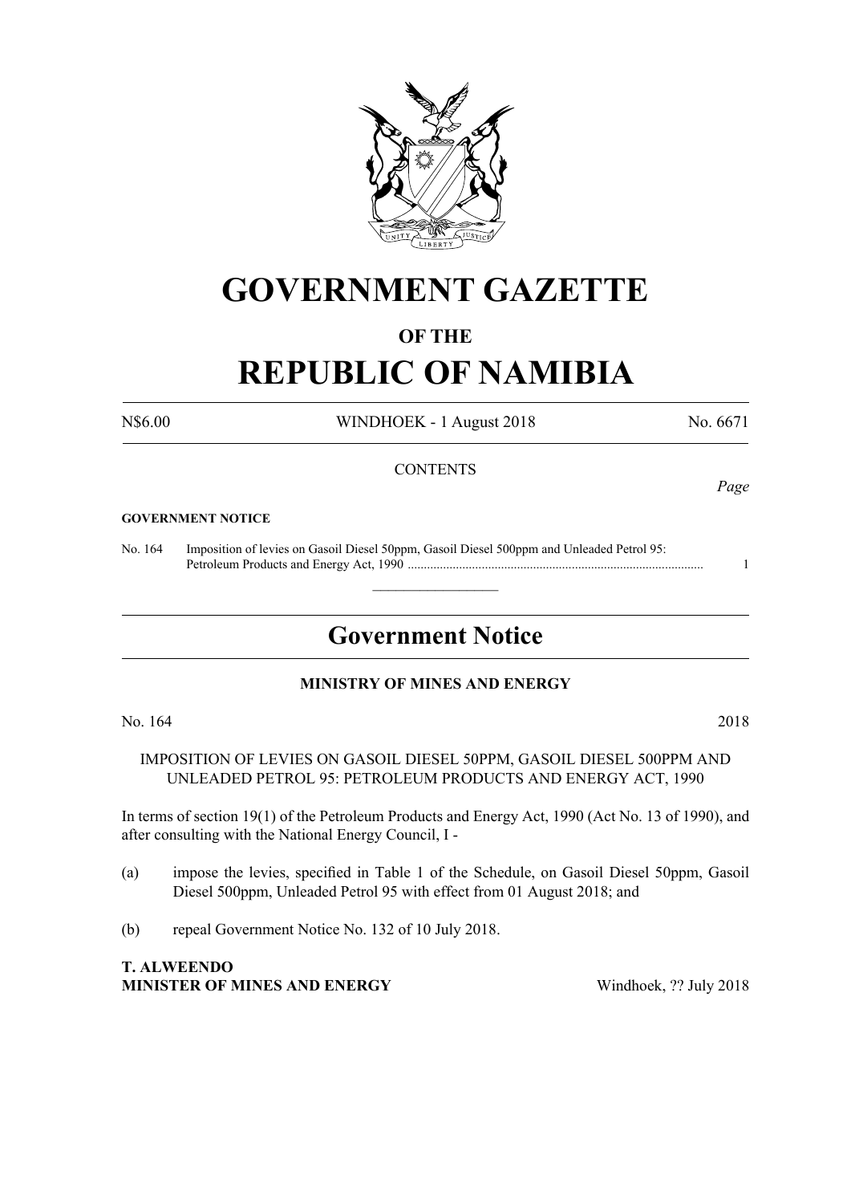# GOVERNMENT GAZETTE

## OF THE

# REPUBLIC OF NAMIBIA

N$6.00 WINDHOEK - 1 August 2018 No. 6671

CONTENTS

*Page*

**GOVERNMENT NOTICE**

No. 164 Imposition of levies on Gasoil Diesel 50ppm, Gasoil Diesel 500ppm and Unleaded Petrol 95: Petroleum Products and Energy Act, 1990 ............................................................................................ 1

## Government Notice

**MINISTRY OF MINES AND ENERGY**

No. 164 2018

IMPOSITION OF LEVIES ON GASOIL DIESEL 50PPM, GASOIL DIESEL 500PPM AND UNLEADED PETROL 95: PETROLEUM PRODUCTS AND ENERGY ACT, 1990

In terms of section 19(1) of the Petroleum Products and Energy Act, 1990 (Act No. 13 of 1990), and after consulting with the National Energy Council, I -

(a) impose the levies, specified in Table 1 of the Schedule, on Gasoil Diesel 50ppm, Gasoil Diesel 500ppm, Unleaded Petrol 95 with effect from 01 August 2018; and

(b) repeal Government Notice No. 132 of 10 July 2018.

**T. ALWEENDO**
**MINISTER OF MINES AND ENERGY** Windhoek, ?? July 2018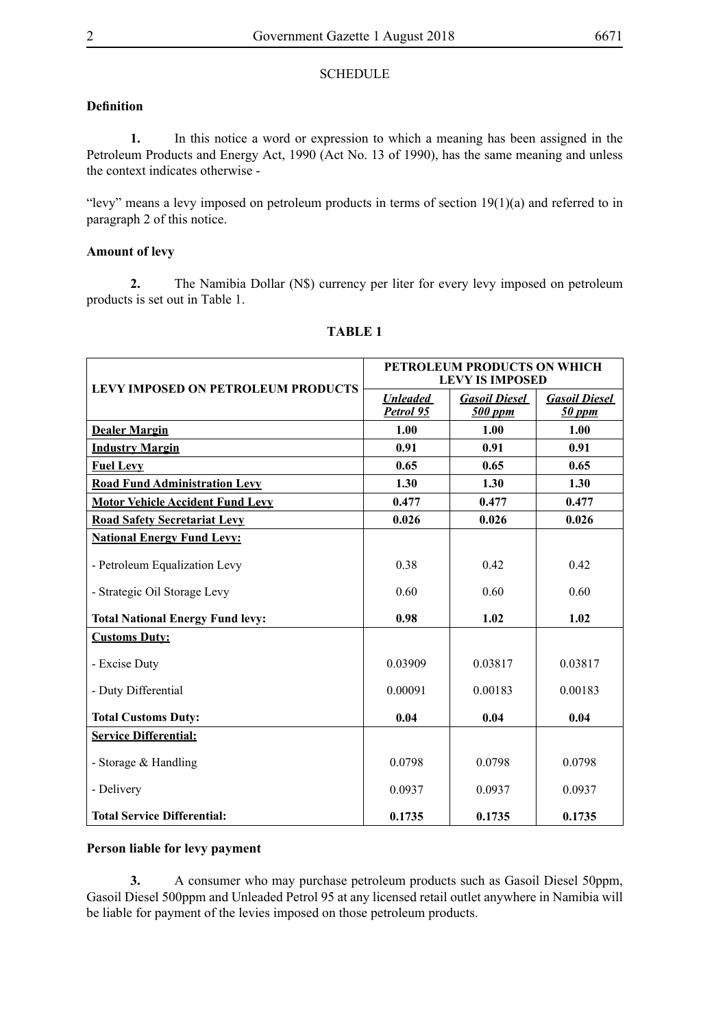SCHEDULE

**Definition**

**1.** In this notice a word or expression to which a meaning has been assigned in the Petroleum Products and Energy Act, 1990 (Act No. 13 of 1990), has the same meaning and unless the context indicates otherwise -

"levy" means a levy imposed on petroleum products in terms of section 19(1)(a) and referred to in paragraph 2 of this notice.

**Amount of levy**

**2.** The Namibia Dollar (N$) currency per liter for every levy imposed on petroleum products is set out in Table 1.

**TABLE 1**

| LEVY IMPOSED ON PETROLEUM PRODUCTS | PETROLEUM PRODUCTS ON WHICH LEVY IS IMPOSED | | |
|---|---|---|---|
| | ***Unleaded Petrol 95*** | ***Gasoil Diesel 500 ppm*** | ***Gasoil Diesel 50 ppm*** |
| **Dealer Margin** | **1.00** | **1.00** | **1.00** |
| **Industry Margin** | **0.91** | **0.91** | **0.91** |
| **Fuel Levy** | **0.65** | **0.65** | **0.65** |
| **Road Fund Administration Levy** | **1.30** | **1.30** | **1.30** |
| **Motor Vehicle Accident Fund Levy** | **0.477** | **0.477** | **0.477** |
| **Road Safety Secretariat Levy** | **0.026** | **0.026** | **0.026** |
| **National Energy Fund Levy:** | | | |
| - Petroleum Equalization Levy | 0.38 | 0.42 | 0.42 |
| - Strategic Oil Storage Levy | 0.60 | 0.60 | 0.60 |
| **Total National Energy Fund levy:** | **0.98** | **1.02** | **1.02** |
| **Customs Duty:** | | | |
| - Excise Duty | 0.03909 | 0.03817 | 0.03817 |
| - Duty Differential | 0.00091 | 0.00183 | 0.00183 |
| **Total Customs Duty:** | **0.04** | **0.04** | **0.04** |
| **Service Differential:** | | | |
| - Storage & Handling | 0.0798 | 0.0798 | 0.0798 |
| - Delivery | 0.0937 | 0.0937 | 0.0937 |
| **Total Service Differential:** | **0.1735** | **0.1735** | **0.1735** |

**Person liable for levy payment**

**3.** A consumer who may purchase petroleum products such as Gasoil Diesel 50ppm, Gasoil Diesel 500ppm and Unleaded Petrol 95 at any licensed retail outlet anywhere in Namibia will be liable for payment of the levies imposed on those petroleum products.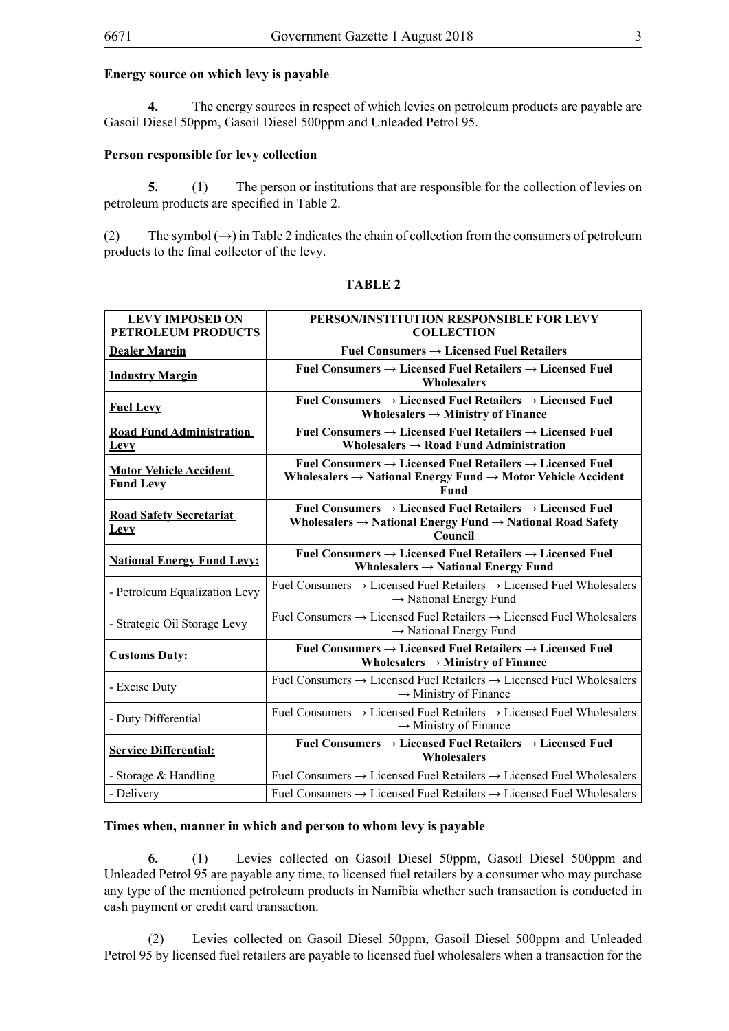**Energy source on which levy is payable**

**4.** The energy sources in respect of which levies on petroleum products are payable are Gasoil Diesel 50ppm, Gasoil Diesel 500ppm and Unleaded Petrol 95.

**Person responsible for levy collection**

**5.** (1) The person or institutions that are responsible for the collection of levies on petroleum products are specified in Table 2.

(2) The symbol (→) in Table 2 indicates the chain of collection from the consumers of petroleum products to the final collector of the levy.

**TABLE 2**

| LEVY IMPOSED ON PETROLEUM PRODUCTS | PERSON/INSTITUTION RESPONSIBLE FOR LEVY COLLECTION |
|---|---|
| **Dealer Margin** | **Fuel Consumers → Licensed Fuel Retailers** |
| **Industry Margin** | **Fuel Consumers → Licensed Fuel Retailers → Licensed Fuel Wholesalers** |
| **Fuel Levy** | **Fuel Consumers → Licensed Fuel Retailers → Licensed Fuel Wholesalers → Ministry of Finance** |
| **Road Fund Administration Levy** | **Fuel Consumers → Licensed Fuel Retailers → Licensed Fuel Wholesalers → Road Fund Administration** |
| **Motor Vehicle Accident Fund Levy** | **Fuel Consumers → Licensed Fuel Retailers → Licensed Fuel Wholesalers → National Energy Fund → Motor Vehicle Accident Fund** |
| **Road Safety Secretariat Levy** | **Fuel Consumers → Licensed Fuel Retailers → Licensed Fuel Wholesalers → National Energy Fund → National Road Safety Council** |
| **National Energy Fund Levy:** | **Fuel Consumers → Licensed Fuel Retailers → Licensed Fuel Wholesalers → National Energy Fund** |
| - Petroleum Equalization Levy | Fuel Consumers → Licensed Fuel Retailers → Licensed Fuel Wholesalers → National Energy Fund |
| - Strategic Oil Storage Levy | Fuel Consumers → Licensed Fuel Retailers → Licensed Fuel Wholesalers → National Energy Fund |
| **Customs Duty:** | **Fuel Consumers → Licensed Fuel Retailers → Licensed Fuel Wholesalers → Ministry of Finance** |
| - Excise Duty | Fuel Consumers → Licensed Fuel Retailers → Licensed Fuel Wholesalers → Ministry of Finance |
| - Duty Differential | Fuel Consumers → Licensed Fuel Retailers → Licensed Fuel Wholesalers → Ministry of Finance |
| **Service Differential:** | **Fuel Consumers → Licensed Fuel Retailers → Licensed Fuel Wholesalers** |
| - Storage & Handling | Fuel Consumers → Licensed Fuel Retailers → Licensed Fuel Wholesalers |
| - Delivery | Fuel Consumers → Licensed Fuel Retailers → Licensed Fuel Wholesalers |

**Times when, manner in which and person to whom levy is payable**

**6.** (1) Levies collected on Gasoil Diesel 50ppm, Gasoil Diesel 500ppm and Unleaded Petrol 95 are payable any time, to licensed fuel retailers by a consumer who may purchase any type of the mentioned petroleum products in Namibia whether such transaction is conducted in cash payment or credit card transaction.

(2) Levies collected on Gasoil Diesel 50ppm, Gasoil Diesel 500ppm and Unleaded Petrol 95 by licensed fuel retailers are payable to licensed fuel wholesalers when a transaction for the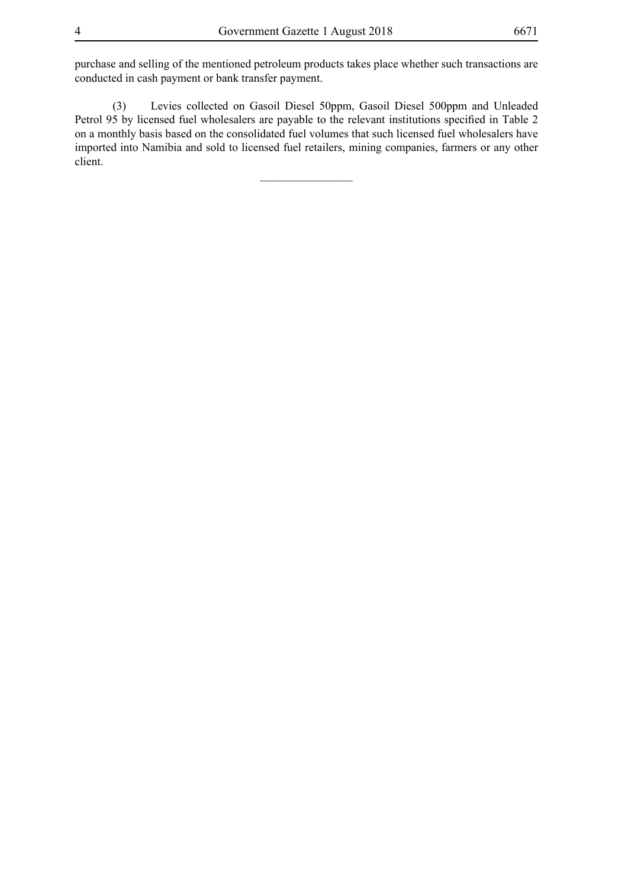purchase and selling of the mentioned petroleum products takes place whether such transactions are conducted in cash payment or bank transfer payment.

(3) Levies collected on Gasoil Diesel 50ppm, Gasoil Diesel 500ppm and Unleaded Petrol 95 by licensed fuel wholesalers are payable to the relevant institutions specified in Table 2 on a monthly basis based on the consolidated fuel volumes that such licensed fuel wholesalers have imported into Namibia and sold to licensed fuel retailers, mining companies, farmers or any other client.

________________